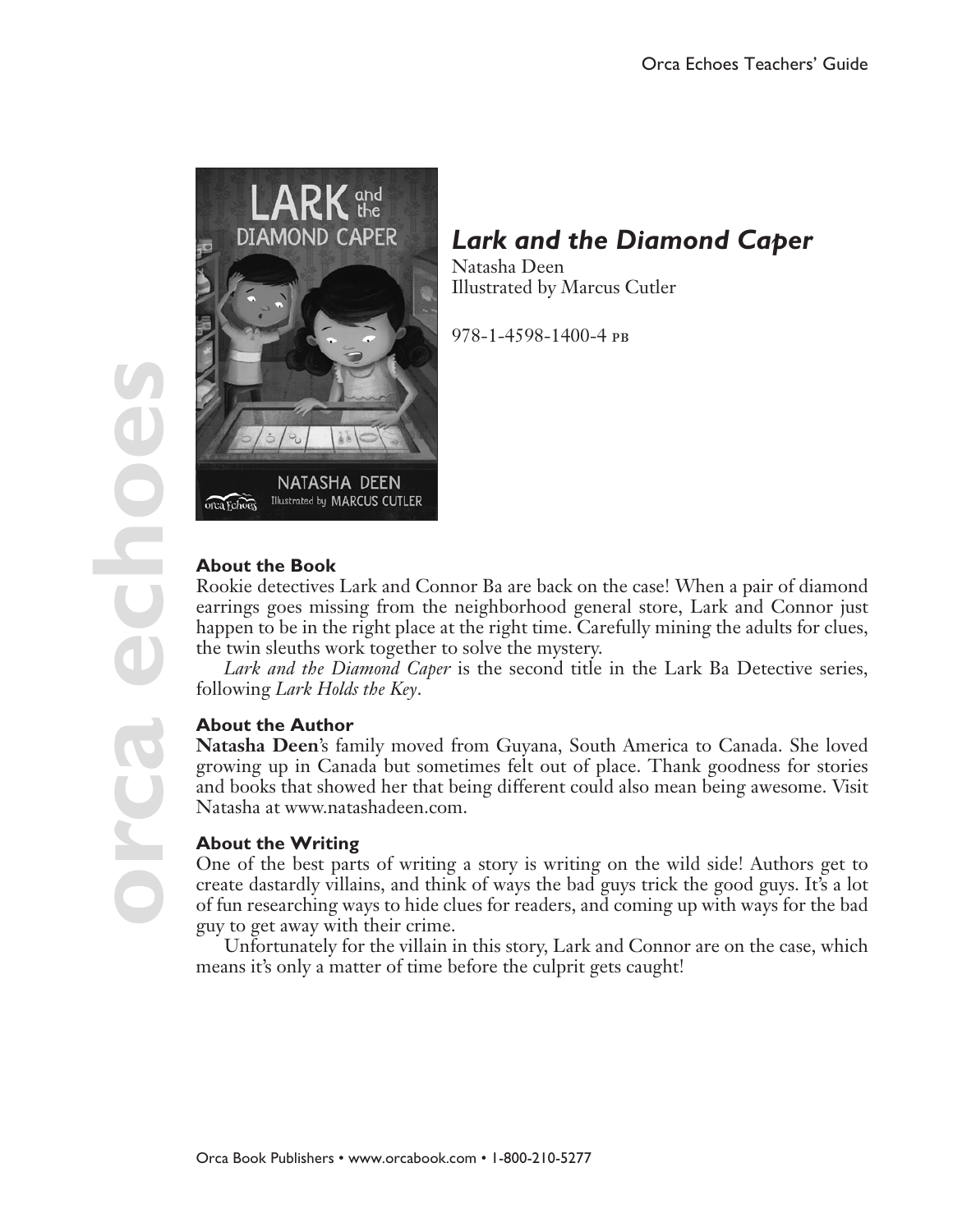## *Lark and the Diamond Caper*

Natasha Deen
Illustrated by Marcus Cutler

978-1-4598-1400-4 PB

### About the Book

Rookie detectives Lark and Connor Ba are back on the case! When a pair of diamond earrings goes missing from the neighborhood general store, Lark and Connor just happen to be in the right place at the right time. Carefully mining the adults for clues, the twin sleuths work together to solve the mystery.

*Lark and the Diamond Caper* is the second title in the Lark Ba Detective series, following *Lark Holds the Key*.

### About the Author

**Natasha Deen**'s family moved from Guyana, South America to Canada. She loved growing up in Canada but sometimes felt out of place. Thank goodness for stories and books that showed her that being different could also mean being awesome. Visit Natasha at www.natashadeen.com.

### About the Writing

One of the best parts of writing a story is writing on the wild side! Authors get to create dastardly villains, and think of ways the bad guys trick the good guys. It's a lot of fun researching ways to hide clues for readers, and coming up with ways for the bad guy to get away with their crime.

Unfortunately for the villain in this story, Lark and Connor are on the case, which means it's only a matter of time before the culprit gets caught!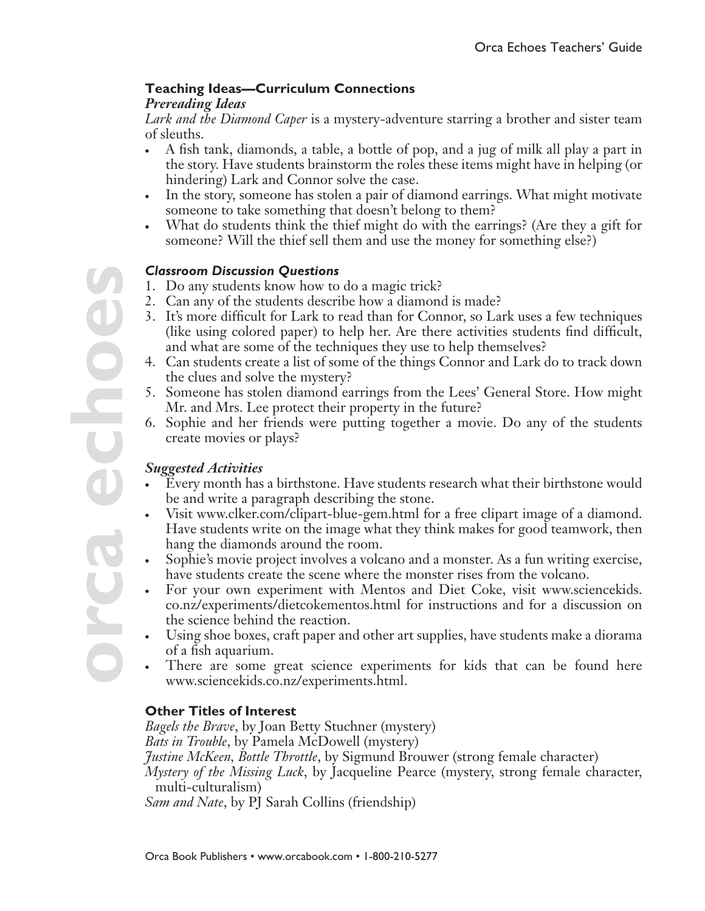## Teaching Ideas—Curriculum Connections

### *Prereading Ideas*

*Lark and the Diamond Caper* is a mystery-adventure starring a brother and sister team of sleuths.

- A fish tank, diamonds, a table, a bottle of pop, and a jug of milk all play a part in the story. Have students brainstorm the roles these items might have in helping (or hindering) Lark and Connor solve the case.
- In the story, someone has stolen a pair of diamond earrings. What might motivate someone to take something that doesn't belong to them?
- What do students think the thief might do with the earrings? (Are they a gift for someone? Will the thief sell them and use the money for something else?)

### *Classroom Discussion Questions*

1. Do any students know how to do a magic trick?
2. Can any of the students describe how a diamond is made?
3. It's more difficult for Lark to read than for Connor, so Lark uses a few techniques (like using colored paper) to help her. Are there activities students find difficult, and what are some of the techniques they use to help themselves?
4. Can students create a list of some of the things Connor and Lark do to track down the clues and solve the mystery?
5. Someone has stolen diamond earrings from the Lees' General Store. How might Mr. and Mrs. Lee protect their property in the future?
6. Sophie and her friends were putting together a movie. Do any of the students create movies or plays?

### *Suggested Activities*

- Every month has a birthstone. Have students research what their birthstone would be and write a paragraph describing the stone.
- Visit www.clker.com/clipart-blue-gem.html for a free clipart image of a diamond. Have students write on the image what they think makes for good teamwork, then hang the diamonds around the room.
- Sophie's movie project involves a volcano and a monster. As a fun writing exercise, have students create the scene where the monster rises from the volcano.
- For your own experiment with Mentos and Diet Coke, visit www.sciencekids.co.nz/experiments/dietcokementos.html for instructions and for a discussion on the science behind the reaction.
- Using shoe boxes, craft paper and other art supplies, have students make a diorama of a fish aquarium.
- There are some great science experiments for kids that can be found here www.sciencekids.co.nz/experiments.html.

## Other Titles of Interest

*Bagels the Brave*, by Joan Betty Stuchner (mystery)
*Bats in Trouble*, by Pamela McDowell (mystery)
*Justine McKeen, Bottle Throttle*, by Sigmund Brouwer (strong female character)
*Mystery of the Missing Luck*, by Jacqueline Pearce (mystery, strong female character, multi-culturalism)
*Sam and Nate*, by PJ Sarah Collins (friendship)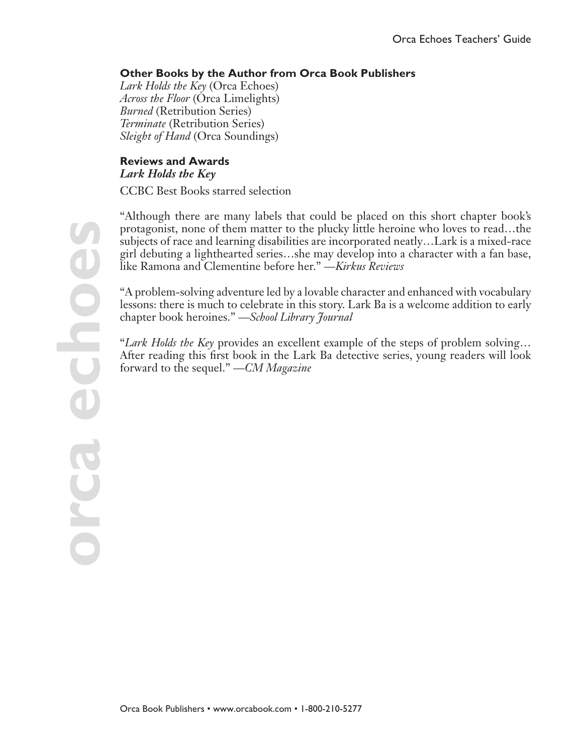### Other Books by the Author from Orca Book Publishers

*Lark Holds the Key* (Orca Echoes)
*Across the Floor* (Orca Limelights)
*Burned* (Retribution Series)
*Terminate* (Retribution Series)
*Sleight of Hand* (Orca Soundings)

### Reviews and Awards

***Lark Holds the Key***

CCBC Best Books starred selection

"Although there are many labels that could be placed on this short chapter book's protagonist, none of them matter to the plucky little heroine who loves to read…the subjects of race and learning disabilities are incorporated neatly…Lark is a mixed-race girl debuting a lighthearted series…she may develop into a character with a fan base, like Ramona and Clementine before her." —*Kirkus Reviews*

"A problem-solving adventure led by a lovable character and enhanced with vocabulary lessons: there is much to celebrate in this story. Lark Ba is a welcome addition to early chapter book heroines." —*School Library Journal*

"*Lark Holds the Key* provides an excellent example of the steps of problem solving… After reading this first book in the Lark Ba detective series, young readers will look forward to the sequel." —*CM Magazine*